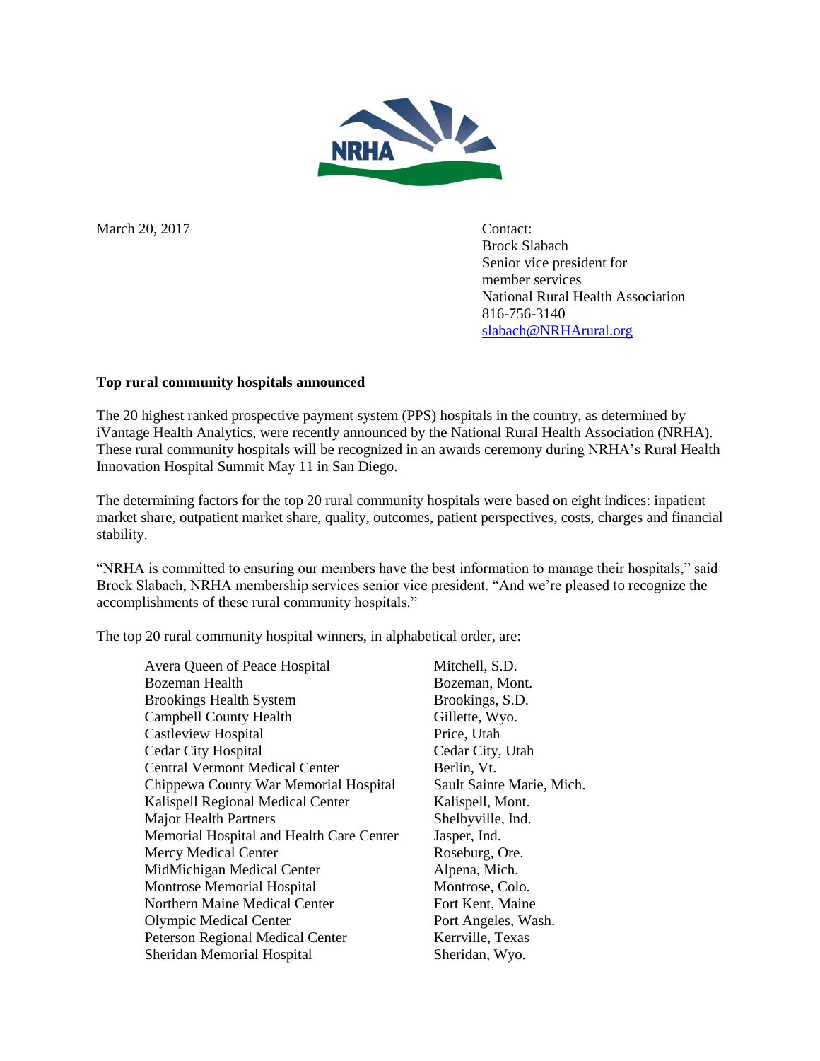March 20, 2017

Contact:
Brock Slabach
Senior vice president for member services
National Rural Health Association
816-756-3140
slabach@NRHArural.org

**Top rural community hospitals announced**

The 20 highest ranked prospective payment system (PPS) hospitals in the country, as determined by iVantage Health Analytics, were recently announced by the National Rural Health Association (NRHA). These rural community hospitals will be recognized in an awards ceremony during NRHA's Rural Health Innovation Hospital Summit May 11 in San Diego.

The determining factors for the top 20 rural community hospitals were based on eight indices: inpatient market share, outpatient market share, quality, outcomes, patient perspectives, costs, charges and financial stability.

"NRHA is committed to ensuring our members have the best information to manage their hospitals," said Brock Slabach, NRHA membership services senior vice president. "And we're pleased to recognize the accomplishments of these rural community hospitals."

The top 20 rural community hospital winners, in alphabetical order, are:

| | |
|---|---|
| Avera Queen of Peace Hospital | Mitchell, S.D. |
| Bozeman Health | Bozeman, Mont. |
| Brookings Health System | Brookings, S.D. |
| Campbell County Health | Gillette, Wyo. |
| Castleview Hospital | Price, Utah |
| Cedar City Hospital | Cedar City, Utah |
| Central Vermont Medical Center | Berlin, Vt. |
| Chippewa County War Memorial Hospital | Sault Sainte Marie, Mich. |
| Kalispell Regional Medical Center | Kalispell, Mont. |
| Major Health Partners | Shelbyville, Ind. |
| Memorial Hospital and Health Care Center | Jasper, Ind. |
| Mercy Medical Center | Roseburg, Ore. |
| MidMichigan Medical Center | Alpena, Mich. |
| Montrose Memorial Hospital | Montrose, Colo. |
| Northern Maine Medical Center | Fort Kent, Maine |
| Olympic Medical Center | Port Angeles, Wash. |
| Peterson Regional Medical Center | Kerrville, Texas |
| Sheridan Memorial Hospital | Sheridan, Wyo. |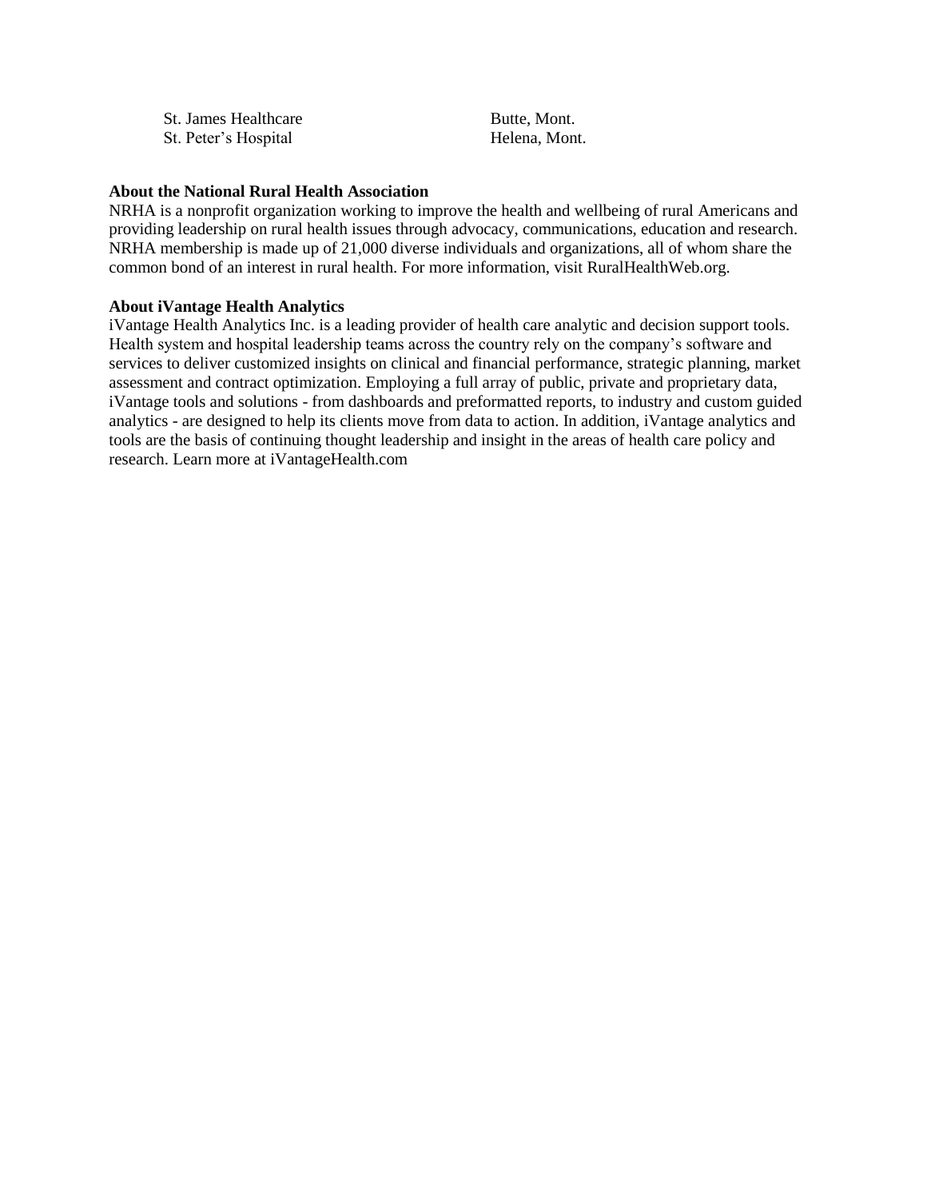| | |
|---|---|
| St. James Healthcare | Butte, Mont. |
| St. Peter's Hospital | Helena, Mont. |

**About the National Rural Health Association**

NRHA is a nonprofit organization working to improve the health and wellbeing of rural Americans and providing leadership on rural health issues through advocacy, communications, education and research. NRHA membership is made up of 21,000 diverse individuals and organizations, all of whom share the common bond of an interest in rural health. For more information, visit RuralHealthWeb.org.

**About iVantage Health Analytics**

iVantage Health Analytics Inc. is a leading provider of health care analytic and decision support tools. Health system and hospital leadership teams across the country rely on the company's software and services to deliver customized insights on clinical and financial performance, strategic planning, market assessment and contract optimization. Employing a full array of public, private and proprietary data, iVantage tools and solutions - from dashboards and preformatted reports, to industry and custom guided analytics - are designed to help its clients move from data to action. In addition, iVantage analytics and tools are the basis of continuing thought leadership and insight in the areas of health care policy and research. Learn more at iVantageHealth.com